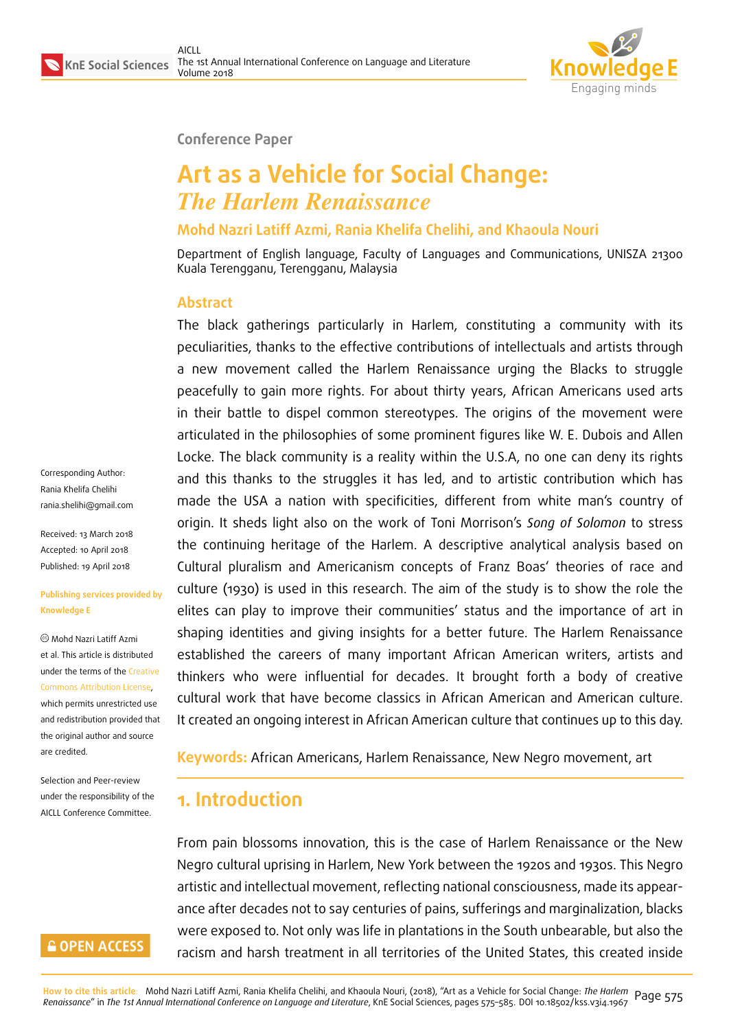Conference Paper

# Art as a Vehicle for Social Change: *The Harlem Renaissance*

**Mohd Nazri Latiff Azmi, Rania Khelifa Chelihi, and Khaoula Nouri**

Department of English language, Faculty of Languages and Communications, UNISZA 21300 Kuala Terengganu, Terengganu, Malaysia

Corresponding Author: Rania Khelifa Chelihi rania.shelihi@gmail.com

Received: 13 March 2018
Accepted: 10 April 2018
Published: 19 April 2018

**Publishing services provided by Knowledge E**

© Mohd Nazri Latiff Azmi et al. This article is distributed under the terms of the Creative Commons Attribution License, which permits unrestricted use and redistribution provided that the original author and source are credited.

Selection and Peer-review under the responsibility of the AICLL Conference Committee.

## Abstract

The black gatherings particularly in Harlem, constituting a community with its peculiarities, thanks to the effective contributions of intellectuals and artists through a new movement called the Harlem Renaissance urging the Blacks to struggle peacefully to gain more rights. For about thirty years, African Americans used arts in their battle to dispel common stereotypes. The origins of the movement were articulated in the philosophies of some prominent figures like W. E. Dubois and Allen Locke. The black community is a reality within the U.S.A, no one can deny its rights and this thanks to the struggles it has led, and to artistic contribution which has made the USA a nation with specificities, different from white man's country of origin. It sheds light also on the work of Toni Morrison's *Song of Solomon* to stress the continuing heritage of the Harlem. A descriptive analytical analysis based on Cultural pluralism and Americanism concepts of Franz Boas' theories of race and culture (1930) is used in this research. The aim of the study is to show the role the elites can play to improve their communities' status and the importance of art in shaping identities and giving insights for a better future. The Harlem Renaissance established the careers of many important African American writers, artists and thinkers who were influential for decades. It brought forth a body of creative cultural work that have become classics in African American and American culture. It created an ongoing interest in African American culture that continues up to this day.

**Keywords:** African Americans, Harlem Renaissance, New Negro movement, art

## 1. Introduction

From pain blossoms innovation, this is the case of Harlem Renaissance or the New Negro cultural uprising in Harlem, New York between the 1920s and 1930s. This Negro artistic and intellectual movement, reflecting national consciousness, made its appearance after decades not to say centuries of pains, sufferings and marginalization, blacks were exposed to. Not only was life in plantations in the South unbearable, but also the racism and harsh treatment in all territories of the United States, this created inside

How to cite this article: Mohd Nazri Latiff Azmi, Rania Khelifa Chelihi, and Khaoula Nouri, (2018), "Art as a Vehicle for Social Change: *The Harlem Renaissance*" in *The 1st Annual International Conference on Language and Literature*, KnE Social Sciences, pages 575–585. DOI 10.18502/kss.v3i4.1967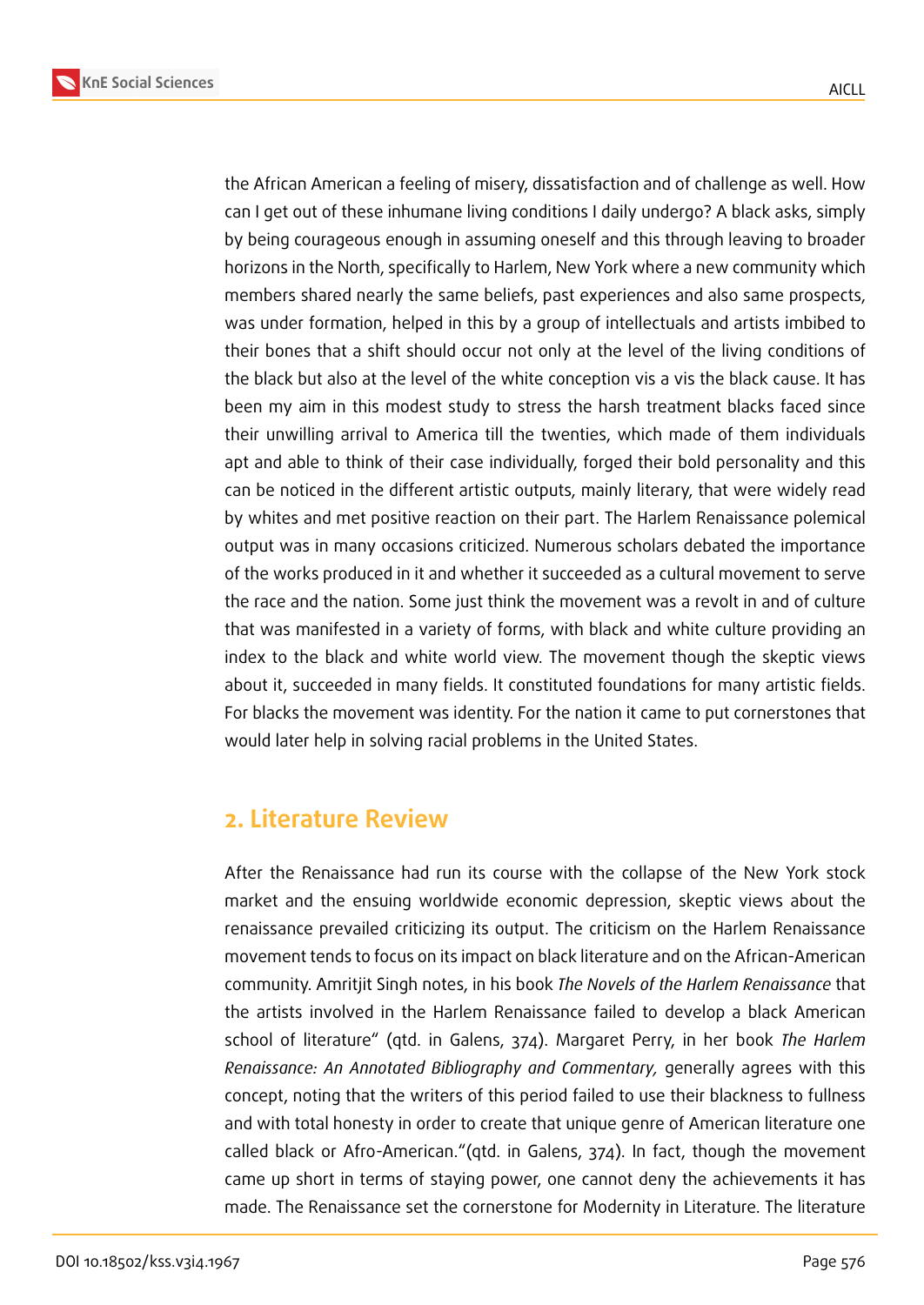the African American a feeling of misery, dissatisfaction and of challenge as well. How can I get out of these inhumane living conditions I daily undergo? A black asks, simply by being courageous enough in assuming oneself and this through leaving to broader horizons in the North, specifically to Harlem, New York where a new community which members shared nearly the same beliefs, past experiences and also same prospects, was under formation, helped in this by a group of intellectuals and artists imbibed to their bones that a shift should occur not only at the level of the living conditions of the black but also at the level of the white conception vis a vis the black cause. It has been my aim in this modest study to stress the harsh treatment blacks faced since their unwilling arrival to America till the twenties, which made of them individuals apt and able to think of their case individually, forged their bold personality and this can be noticed in the different artistic outputs, mainly literary, that were widely read by whites and met positive reaction on their part. The Harlem Renaissance polemical output was in many occasions criticized. Numerous scholars debated the importance of the works produced in it and whether it succeeded as a cultural movement to serve the race and the nation. Some just think the movement was a revolt in and of culture that was manifested in a variety of forms, with black and white culture providing an index to the black and white world view. The movement though the skeptic views about it, succeeded in many fields. It constituted foundations for many artistic fields. For blacks the movement was identity. For the nation it came to put cornerstones that would later help in solving racial problems in the United States.

## 2. Literature Review

After the Renaissance had run its course with the collapse of the New York stock market and the ensuing worldwide economic depression, skeptic views about the renaissance prevailed criticizing its output. The criticism on the Harlem Renaissance movement tends to focus on its impact on black literature and on the African-American community. Amritjit Singh notes, in his book *The Novels of the Harlem Renaissance* that the artists involved in the Harlem Renaissance failed to develop a black American school of literature" (qtd. in Galens, 374). Margaret Perry, in her book *The Harlem Renaissance: An Annotated Bibliography and Commentary,* generally agrees with this concept, noting that the writers of this period failed to use their blackness to fullness and with total honesty in order to create that unique genre of American literature one called black or Afro-American."(qtd. in Galens, 374). In fact, though the movement came up short in terms of staying power, one cannot deny the achievements it has made. The Renaissance set the cornerstone for Modernity in Literature. The literature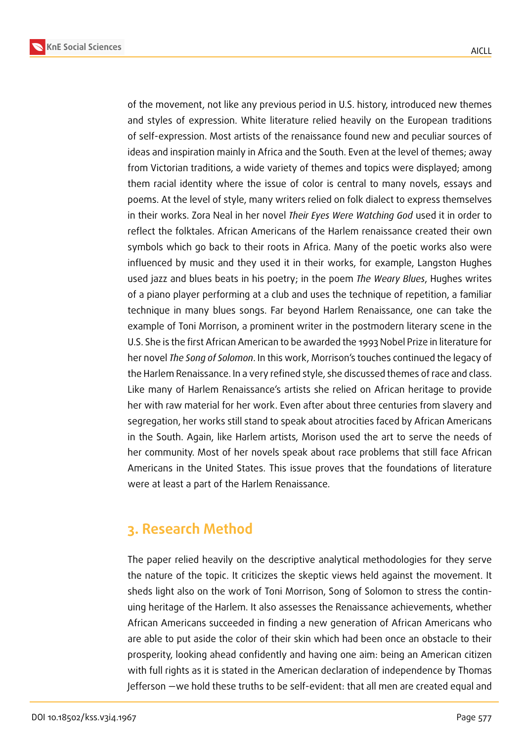of the movement, not like any previous period in U.S. history, introduced new themes and styles of expression. White literature relied heavily on the European traditions of self-expression. Most artists of the renaissance found new and peculiar sources of ideas and inspiration mainly in Africa and the South. Even at the level of themes; away from Victorian traditions, a wide variety of themes and topics were displayed; among them racial identity where the issue of color is central to many novels, essays and poems. At the level of style, many writers relied on folk dialect to express themselves in their works. Zora Neal in her novel *Their Eyes Were Watching God* used it in order to reflect the folktales. African Americans of the Harlem renaissance created their own symbols which go back to their roots in Africa. Many of the poetic works also were influenced by music and they used it in their works, for example, Langston Hughes used jazz and blues beats in his poetry; in the poem *The Weary Blues*, Hughes writes of a piano player performing at a club and uses the technique of repetition, a familiar technique in many blues songs. Far beyond Harlem Renaissance, one can take the example of Toni Morrison, a prominent writer in the postmodern literary scene in the U.S. She is the first African American to be awarded the 1993 Nobel Prize in literature for her novel *The Song of Solomon*. In this work, Morrison's touches continued the legacy of the Harlem Renaissance. In a very refined style, she discussed themes of race and class. Like many of Harlem Renaissance's artists she relied on African heritage to provide her with raw material for her work. Even after about three centuries from slavery and segregation, her works still stand to speak about atrocities faced by African Americans in the South. Again, like Harlem artists, Morison used the art to serve the needs of her community. Most of her novels speak about race problems that still face African Americans in the United States. This issue proves that the foundations of literature were at least a part of the Harlem Renaissance.

## 3. Research Method

The paper relied heavily on the descriptive analytical methodologies for they serve the nature of the topic. It criticizes the skeptic views held against the movement. It sheds light also on the work of Toni Morrison, Song of Solomon to stress the continuing heritage of the Harlem. It also assesses the Renaissance achievements, whether African Americans succeeded in finding a new generation of African Americans who are able to put aside the color of their skin which had been once an obstacle to their prosperity, looking ahead confidently and having one aim: being an American citizen with full rights as it is stated in the American declaration of independence by Thomas Jefferson —we hold these truths to be self-evident: that all men are created equal and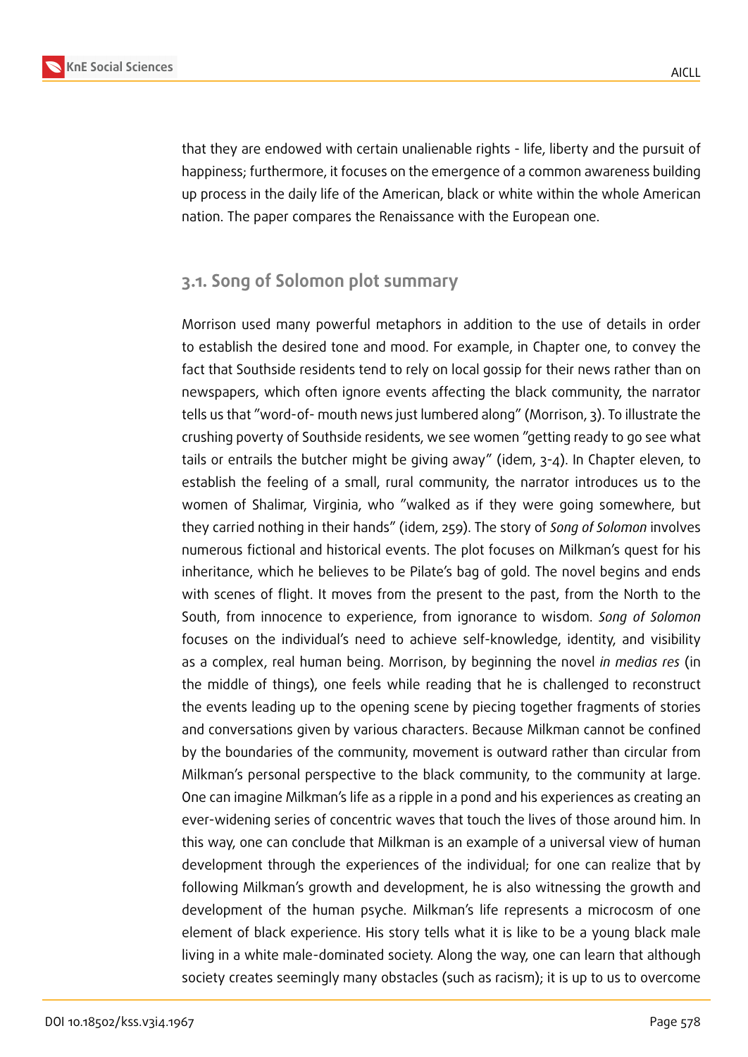that they are endowed with certain unalienable rights - life, liberty and the pursuit of happiness; furthermore, it focuses on the emergence of a common awareness building up process in the daily life of the American, black or white within the whole American nation. The paper compares the Renaissance with the European one.

### 3.1. Song of Solomon plot summary

Morrison used many powerful metaphors in addition to the use of details in order to establish the desired tone and mood. For example, in Chapter one, to convey the fact that Southside residents tend to rely on local gossip for their news rather than on newspapers, which often ignore events affecting the black community, the narrator tells us that "word-of- mouth news just lumbered along" (Morrison, 3). To illustrate the crushing poverty of Southside residents, we see women "getting ready to go see what tails or entrails the butcher might be giving away" (idem, 3-4). In Chapter eleven, to establish the feeling of a small, rural community, the narrator introduces us to the women of Shalimar, Virginia, who "walked as if they were going somewhere, but they carried nothing in their hands" (idem, 259). The story of *Song of Solomon* involves numerous fictional and historical events. The plot focuses on Milkman's quest for his inheritance, which he believes to be Pilate's bag of gold. The novel begins and ends with scenes of flight. It moves from the present to the past, from the North to the South, from innocence to experience, from ignorance to wisdom. *Song of Solomon* focuses on the individual's need to achieve self-knowledge, identity, and visibility as a complex, real human being. Morrison, by beginning the novel *in medias res* (in the middle of things), one feels while reading that he is challenged to reconstruct the events leading up to the opening scene by piecing together fragments of stories and conversations given by various characters. Because Milkman cannot be confined by the boundaries of the community, movement is outward rather than circular from Milkman's personal perspective to the black community, to the community at large. One can imagine Milkman's life as a ripple in a pond and his experiences as creating an ever-widening series of concentric waves that touch the lives of those around him. In this way, one can conclude that Milkman is an example of a universal view of human development through the experiences of the individual; for one can realize that by following Milkman's growth and development, he is also witnessing the growth and development of the human psyche. Milkman's life represents a microcosm of one element of black experience. His story tells what it is like to be a young black male living in a white male-dominated society. Along the way, one can learn that although society creates seemingly many obstacles (such as racism); it is up to us to overcome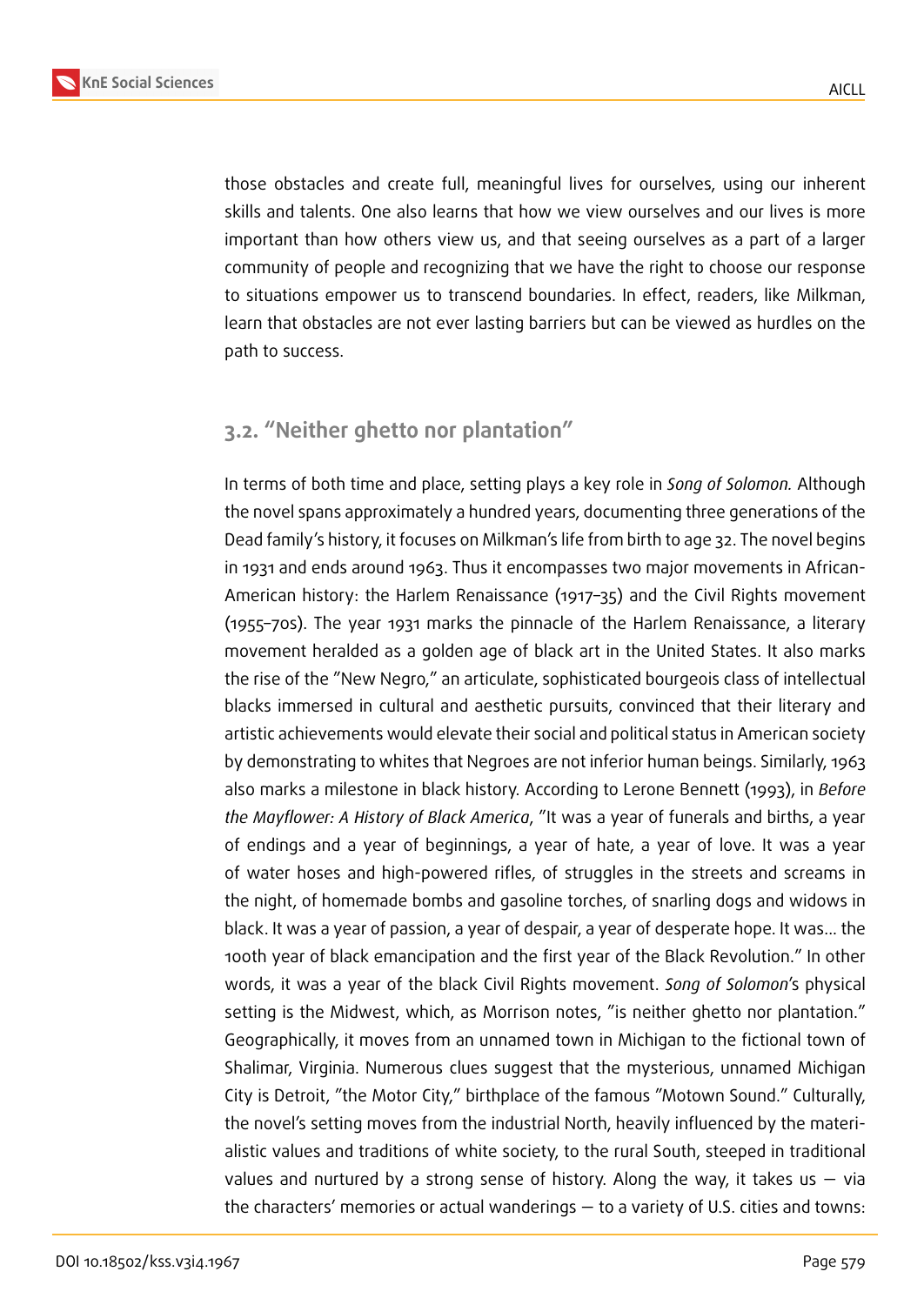those obstacles and create full, meaningful lives for ourselves, using our inherent skills and talents. One also learns that how we view ourselves and our lives is more important than how others view us, and that seeing ourselves as a part of a larger community of people and recognizing that we have the right to choose our response to situations empower us to transcend boundaries. In effect, readers, like Milkman, learn that obstacles are not ever lasting barriers but can be viewed as hurdles on the path to success.

## 3.2. "Neither ghetto nor plantation"

In terms of both time and place, setting plays a key role in *Song of Solomon.* Although the novel spans approximately a hundred years, documenting three generations of the Dead family's history, it focuses on Milkman's life from birth to age 32. The novel begins in 1931 and ends around 1963. Thus it encompasses two major movements in African-American history: the Harlem Renaissance (1917–35) and the Civil Rights movement (1955–70s). The year 1931 marks the pinnacle of the Harlem Renaissance, a literary movement heralded as a golden age of black art in the United States. It also marks the rise of the "New Negro," an articulate, sophisticated bourgeois class of intellectual blacks immersed in cultural and aesthetic pursuits, convinced that their literary and artistic achievements would elevate their social and political status in American society by demonstrating to whites that Negroes are not inferior human beings. Similarly, 1963 also marks a milestone in black history. According to Lerone Bennett (1993), in *Before the Mayflower: A History of Black America*, "It was a year of funerals and births, a year of endings and a year of beginnings, a year of hate, a year of love. It was a year of water hoses and high-powered rifles, of struggles in the streets and screams in the night, of homemade bombs and gasoline torches, of snarling dogs and widows in black. It was a year of passion, a year of despair, a year of desperate hope. It was... the 100th year of black emancipation and the first year of the Black Revolution." In other words, it was a year of the black Civil Rights movement. *Song of Solomon*'s physical setting is the Midwest, which, as Morrison notes, "is neither ghetto nor plantation." Geographically, it moves from an unnamed town in Michigan to the fictional town of Shalimar, Virginia. Numerous clues suggest that the mysterious, unnamed Michigan City is Detroit, "the Motor City," birthplace of the famous "Motown Sound." Culturally, the novel's setting moves from the industrial North, heavily influenced by the materialistic values and traditions of white society, to the rural South, steeped in traditional values and nurtured by a strong sense of history. Along the way, it takes us — via the characters' memories or actual wanderings — to a variety of U.S. cities and towns: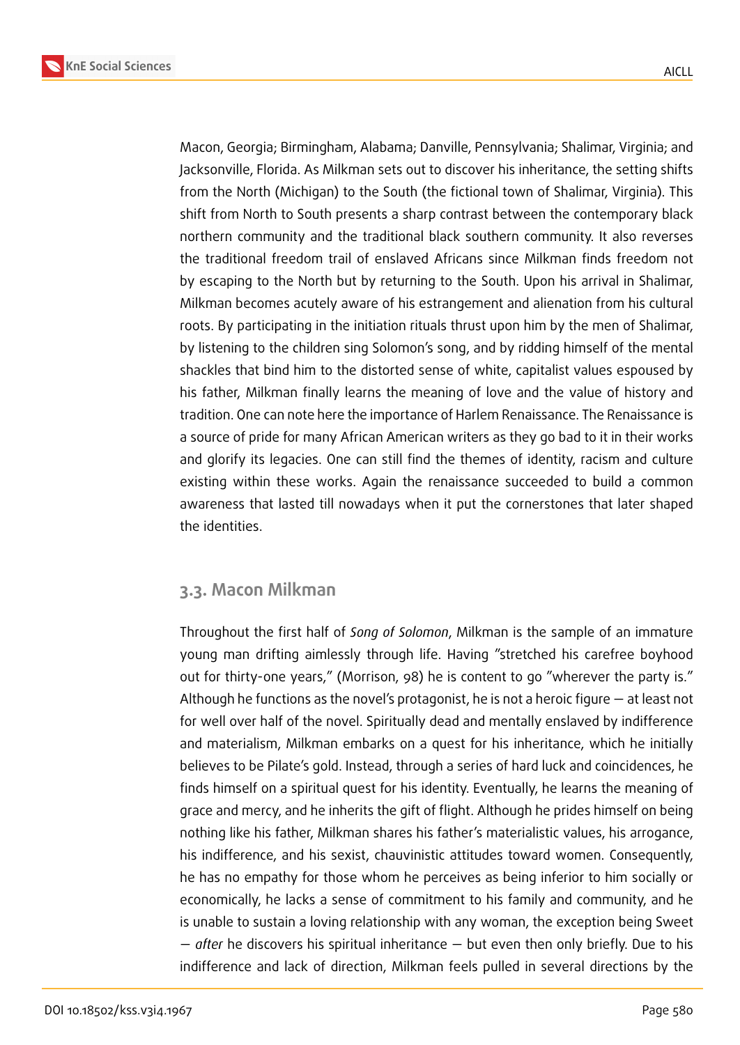Macon, Georgia; Birmingham, Alabama; Danville, Pennsylvania; Shalimar, Virginia; and Jacksonville, Florida. As Milkman sets out to discover his inheritance, the setting shifts from the North (Michigan) to the South (the fictional town of Shalimar, Virginia). This shift from North to South presents a sharp contrast between the contemporary black northern community and the traditional black southern community. It also reverses the traditional freedom trail of enslaved Africans since Milkman finds freedom not by escaping to the North but by returning to the South. Upon his arrival in Shalimar, Milkman becomes acutely aware of his estrangement and alienation from his cultural roots. By participating in the initiation rituals thrust upon him by the men of Shalimar, by listening to the children sing Solomon's song, and by ridding himself of the mental shackles that bind him to the distorted sense of white, capitalist values espoused by his father, Milkman finally learns the meaning of love and the value of history and tradition. One can note here the importance of Harlem Renaissance. The Renaissance is a source of pride for many African American writers as they go bad to it in their works and glorify its legacies. One can still find the themes of identity, racism and culture existing within these works. Again the renaissance succeeded to build a common awareness that lasted till nowadays when it put the cornerstones that later shaped the identities.

### 3.3. Macon Milkman

Throughout the first half of *Song of Solomon*, Milkman is the sample of an immature young man drifting aimlessly through life. Having "stretched his carefree boyhood out for thirty-one years," (Morrison, 98) he is content to go "wherever the party is." Although he functions as the novel's protagonist, he is not a heroic figure — at least not for well over half of the novel. Spiritually dead and mentally enslaved by indifference and materialism, Milkman embarks on a quest for his inheritance, which he initially believes to be Pilate's gold. Instead, through a series of hard luck and coincidences, he finds himself on a spiritual quest for his identity. Eventually, he learns the meaning of grace and mercy, and he inherits the gift of flight. Although he prides himself on being nothing like his father, Milkman shares his father's materialistic values, his arrogance, his indifference, and his sexist, chauvinistic attitudes toward women. Consequently, he has no empathy for those whom he perceives as being inferior to him socially or economically, he lacks a sense of commitment to his family and community, and he is unable to sustain a loving relationship with any woman, the exception being Sweet — *after* he discovers his spiritual inheritance — but even then only briefly. Due to his indifference and lack of direction, Milkman feels pulled in several directions by the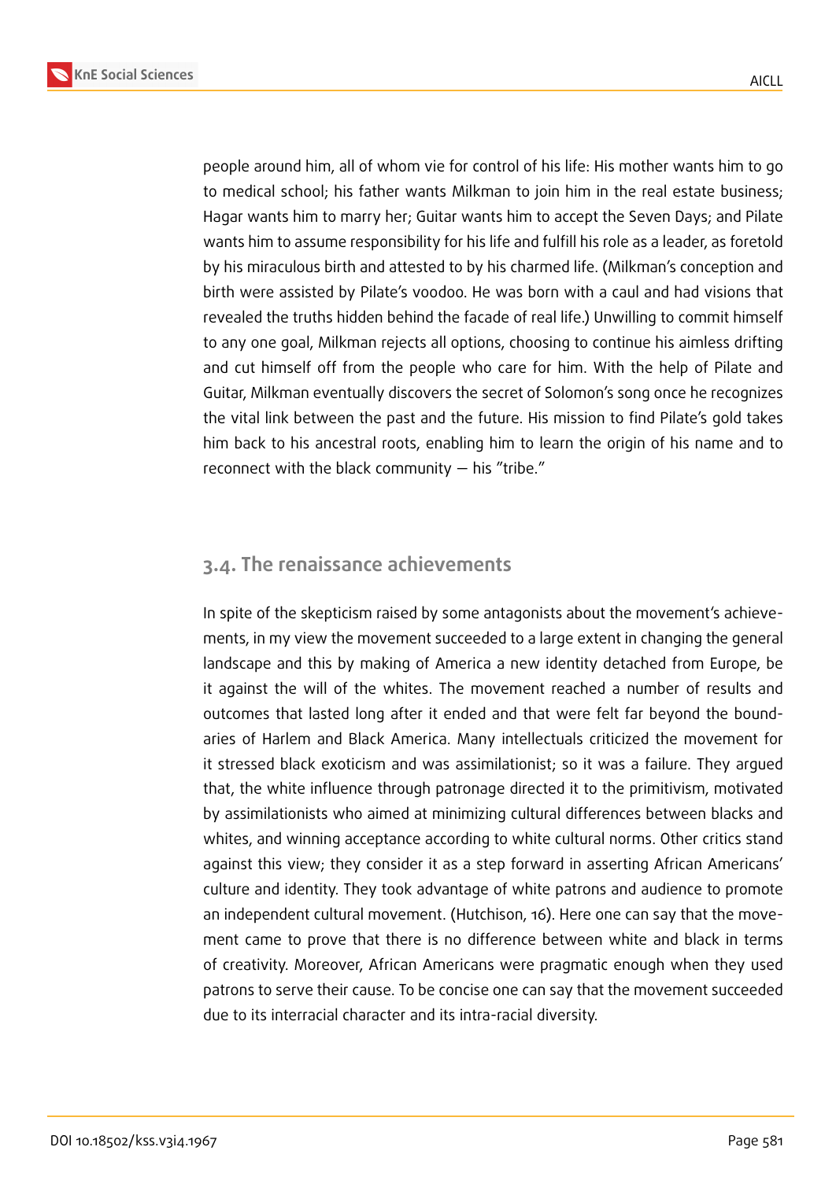people around him, all of whom vie for control of his life: His mother wants him to go to medical school; his father wants Milkman to join him in the real estate business; Hagar wants him to marry her; Guitar wants him to accept the Seven Days; and Pilate wants him to assume responsibility for his life and fulfill his role as a leader, as foretold by his miraculous birth and attested to by his charmed life. (Milkman's conception and birth were assisted by Pilate's voodoo. He was born with a caul and had visions that revealed the truths hidden behind the facade of real life.) Unwilling to commit himself to any one goal, Milkman rejects all options, choosing to continue his aimless drifting and cut himself off from the people who care for him. With the help of Pilate and Guitar, Milkman eventually discovers the secret of Solomon's song once he recognizes the vital link between the past and the future. His mission to find Pilate's gold takes him back to his ancestral roots, enabling him to learn the origin of his name and to reconnect with the black community — his "tribe."

## 3.4. The renaissance achievements

In spite of the skepticism raised by some antagonists about the movement's achievements, in my view the movement succeeded to a large extent in changing the general landscape and this by making of America a new identity detached from Europe, be it against the will of the whites. The movement reached a number of results and outcomes that lasted long after it ended and that were felt far beyond the boundaries of Harlem and Black America. Many intellectuals criticized the movement for it stressed black exoticism and was assimilationist; so it was a failure. They argued that, the white influence through patronage directed it to the primitivism, motivated by assimilationists who aimed at minimizing cultural differences between blacks and whites, and winning acceptance according to white cultural norms. Other critics stand against this view; they consider it as a step forward in asserting African Americans' culture and identity. They took advantage of white patrons and audience to promote an independent cultural movement. (Hutchison, 16). Here one can say that the movement came to prove that there is no difference between white and black in terms of creativity. Moreover, African Americans were pragmatic enough when they used patrons to serve their cause. To be concise one can say that the movement succeeded due to its interracial character and its intra-racial diversity.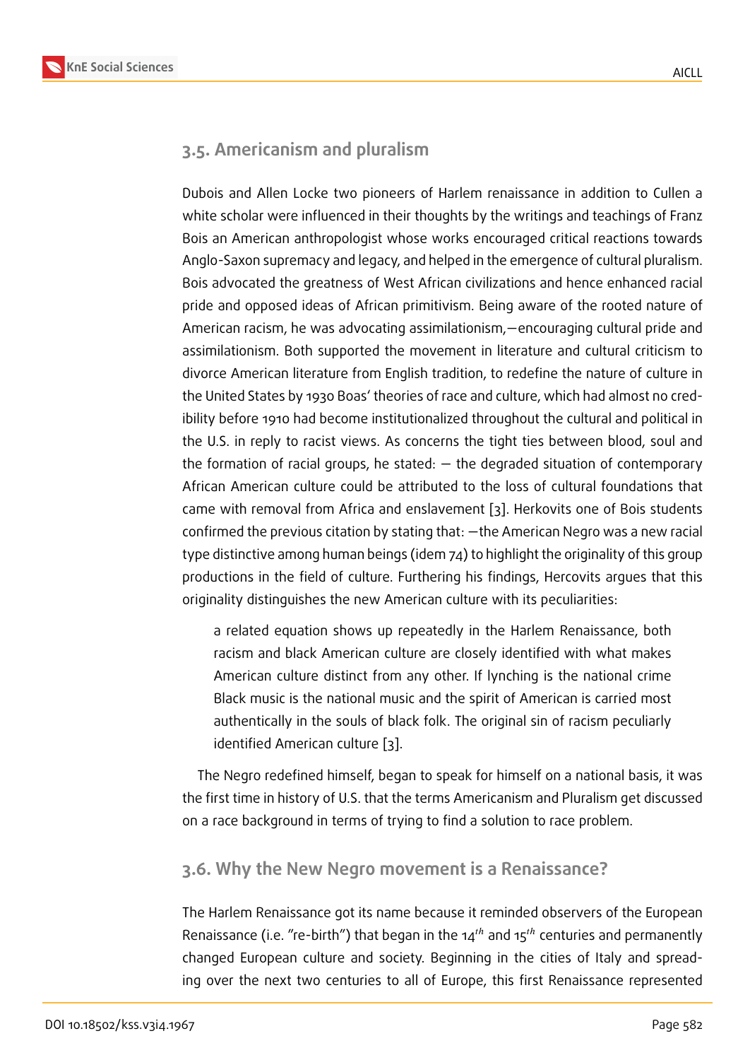## 3.5. Americanism and pluralism

Dubois and Allen Locke two pioneers of Harlem renaissance in addition to Cullen a white scholar were influenced in their thoughts by the writings and teachings of Franz Bois an American anthropologist whose works encouraged critical reactions towards Anglo-Saxon supremacy and legacy, and helped in the emergence of cultural pluralism. Bois advocated the greatness of West African civilizations and hence enhanced racial pride and opposed ideas of African primitivism. Being aware of the rooted nature of American racism, he was advocating assimilationism,—encouraging cultural pride and assimilationism. Both supported the movement in literature and cultural criticism to divorce American literature from English tradition, to redefine the nature of culture in the United States by 1930 Boas' theories of race and culture, which had almost no credibility before 1910 had become institutionalized throughout the cultural and political in the U.S. in reply to racist views. As concerns the tight ties between blood, soul and the formation of racial groups, he stated: — the degraded situation of contemporary African American culture could be attributed to the loss of cultural foundations that came with removal from Africa and enslavement [3]. Herkovits one of Bois students confirmed the previous citation by stating that: —the American Negro was a new racial type distinctive among human beings (idem 74) to highlight the originality of this group productions in the field of culture. Furthering his findings, Hercovits argues that this originality distinguishes the new American culture with its peculiarities:

> a related equation shows up repeatedly in the Harlem Renaissance, both racism and black American culture are closely identified with what makes American culture distinct from any other. If lynching is the national crime Black music is the national music and the spirit of American is carried most authentically in the souls of black folk. The original sin of racism peculiarly identified American culture [3].

The Negro redefined himself, began to speak for himself on a national basis, it was the first time in history of U.S. that the terms Americanism and Pluralism get discussed on a race background in terms of trying to find a solution to race problem.

## 3.6. Why the New Negro movement is a Renaissance?

The Harlem Renaissance got its name because it reminded observers of the European Renaissance (i.e. "re-birth") that began in the 14*th* and 15*th* centuries and permanently changed European culture and society. Beginning in the cities of Italy and spreading over the next two centuries to all of Europe, this first Renaissance represented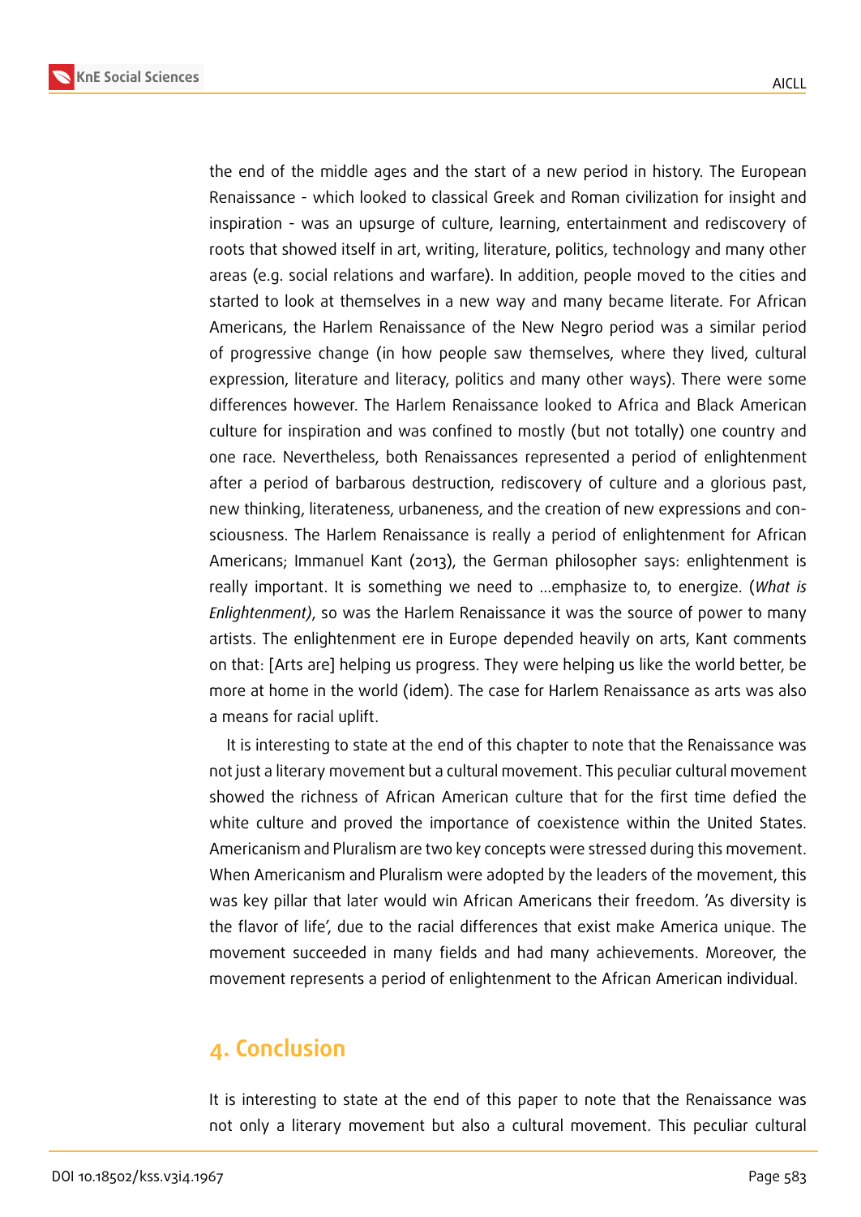the end of the middle ages and the start of a new period in history. The European Renaissance - which looked to classical Greek and Roman civilization for insight and inspiration - was an upsurge of culture, learning, entertainment and rediscovery of roots that showed itself in art, writing, literature, politics, technology and many other areas (e.g. social relations and warfare). In addition, people moved to the cities and started to look at themselves in a new way and many became literate. For African Americans, the Harlem Renaissance of the New Negro period was a similar period of progressive change (in how people saw themselves, where they lived, cultural expression, literature and literacy, politics and many other ways). There were some differences however. The Harlem Renaissance looked to Africa and Black American culture for inspiration and was confined to mostly (but not totally) one country and one race. Nevertheless, both Renaissances represented a period of enlightenment after a period of barbarous destruction, rediscovery of culture and a glorious past, new thinking, literateness, urbaneness, and the creation of new expressions and consciousness. The Harlem Renaissance is really a period of enlightenment for African Americans; Immanuel Kant (2013), the German philosopher says: enlightenment is really important. It is something we need to ...emphasize to, to energize. (*What is Enlightenment)*, so was the Harlem Renaissance it was the source of power to many artists. The enlightenment ere in Europe depended heavily on arts, Kant comments on that: [Arts are] helping us progress. They were helping us like the world better, be more at home in the world (idem). The case for Harlem Renaissance as arts was also a means for racial uplift.

It is interesting to state at the end of this chapter to note that the Renaissance was not just a literary movement but a cultural movement. This peculiar cultural movement showed the richness of African American culture that for the first time defied the white culture and proved the importance of coexistence within the United States. Americanism and Pluralism are two key concepts were stressed during this movement. When Americanism and Pluralism were adopted by the leaders of the movement, this was key pillar that later would win African Americans their freedom. 'As diversity is the flavor of life', due to the racial differences that exist make America unique. The movement succeeded in many fields and had many achievements. Moreover, the movement represents a period of enlightenment to the African American individual.

## 4. Conclusion

It is interesting to state at the end of this paper to note that the Renaissance was not only a literary movement but also a cultural movement. This peculiar cultural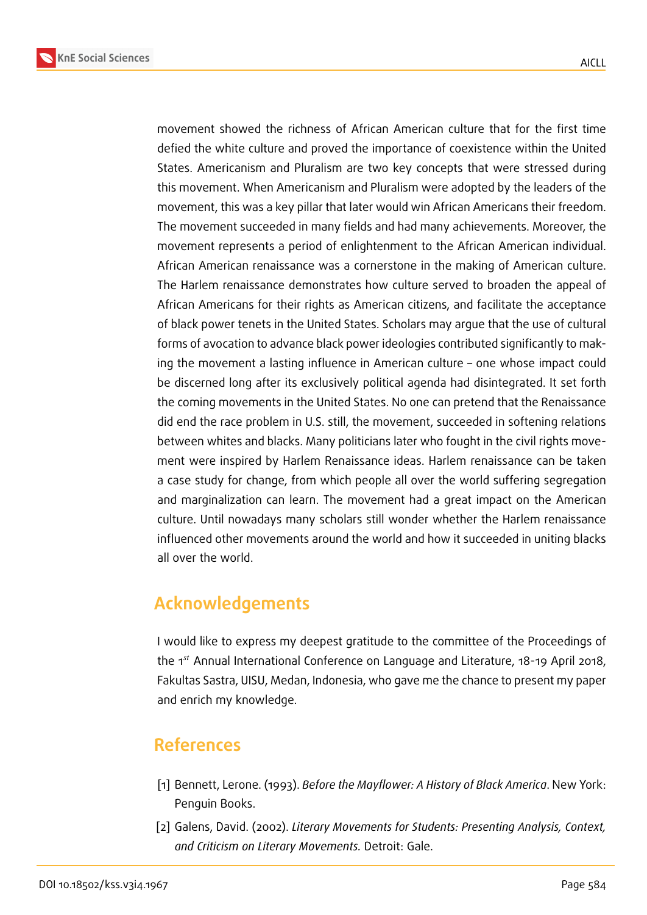movement showed the richness of African American culture that for the first time defied the white culture and proved the importance of coexistence within the United States. Americanism and Pluralism are two key concepts that were stressed during this movement. When Americanism and Pluralism were adopted by the leaders of the movement, this was a key pillar that later would win African Americans their freedom. The movement succeeded in many fields and had many achievements. Moreover, the movement represents a period of enlightenment to the African American individual. African American renaissance was a cornerstone in the making of American culture. The Harlem renaissance demonstrates how culture served to broaden the appeal of African Americans for their rights as American citizens, and facilitate the acceptance of black power tenets in the United States. Scholars may argue that the use of cultural forms of avocation to advance black power ideologies contributed significantly to making the movement a lasting influence in American culture – one whose impact could be discerned long after its exclusively political agenda had disintegrated. It set forth the coming movements in the United States. No one can pretend that the Renaissance did end the race problem in U.S. still, the movement, succeeded in softening relations between whites and blacks. Many politicians later who fought in the civil rights movement were inspired by Harlem Renaissance ideas. Harlem renaissance can be taken a case study for change, from which people all over the world suffering segregation and marginalization can learn. The movement had a great impact on the American culture. Until nowadays many scholars still wonder whether the Harlem renaissance influenced other movements around the world and how it succeeded in uniting blacks all over the world.

## Acknowledgements

I would like to express my deepest gratitude to the committee of the Proceedings of the 1st Annual International Conference on Language and Literature, 18-19 April 2018, Fakultas Sastra, UISU, Medan, Indonesia, who gave me the chance to present my paper and enrich my knowledge.

## References

[1] Bennett, Lerone. (1993). *Before the Mayflower: A History of Black America*. New York: Penguin Books.

[2] Galens, David. (2002). *Literary Movements for Students: Presenting Analysis, Context, and Criticism on Literary Movements.* Detroit: Gale.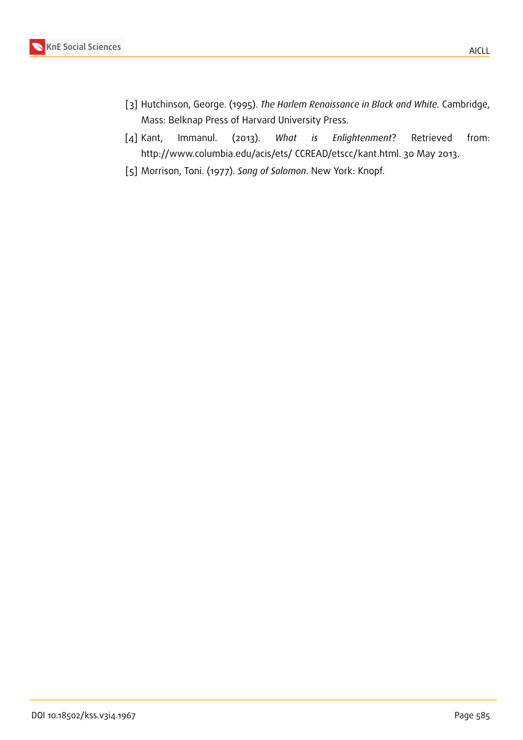[3] Hutchinson, George. (1995). *The Harlem Renaissance in Black and White.* Cambridge, Mass: Belknap Press of Harvard University Press.

[4] Kant, Immanul. (2013). *What is Enlightenment*? Retrieved from: http://www.columbia.edu/acis/ets/ CCREAD/etscc/kant.html. 30 May 2013.

[5] Morrison, Toni. (1977). *Song of Solomon*. New York: Knopf.